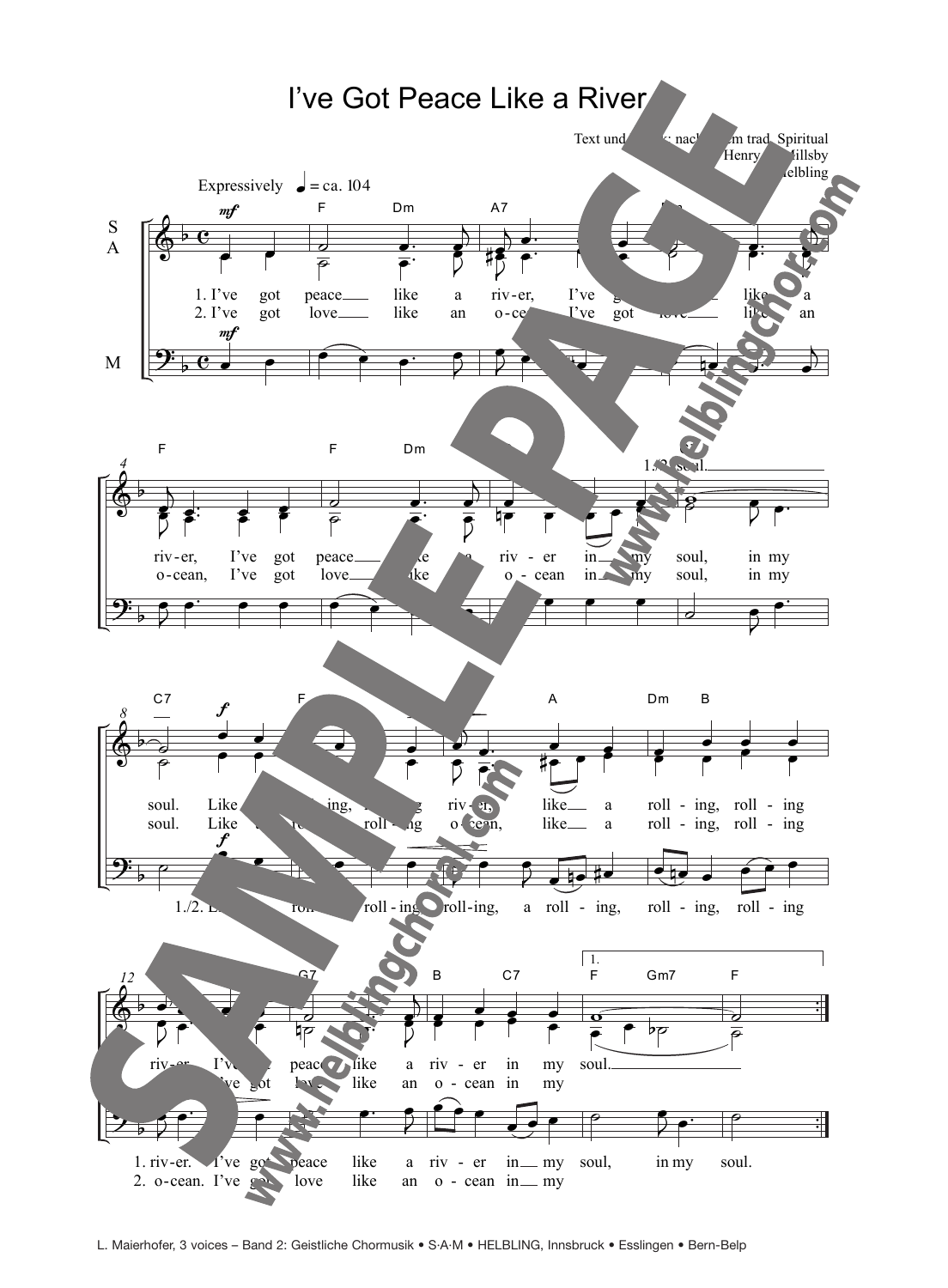# I've Got Peace Like a River

Text und Melodie: nach einem trad. Spiritual
Satz: Henry ... Millsby
© Helbling

Expressively ♩ = ca. 104

1. I've got peace like a river, I've got peace like a river, I've got peace like a river in my soul, in my soul.
2. I've got love like an ocean, I've got love like an ocean, I've got love like an ocean in my soul, in my soul.

Like a rolling, rolling river, like a rolling, rolling river, I've got peace like a river in my soul.

Like a rolling, rolling ocean, like a rolling, rolling ocean, I've got love like an ocean in my

1./2. Like a rolling, rolling, rolling, a rolling, rolling, rolling

1. river. I've got peace like a river in my soul, in my soul.
2. ocean. I've got love like an ocean in my

L. Maierhofer, 3 voices – Band 2: Geistliche Chormusik • S·A·M • HELBLING, Innsbruck • Esslingen • Bern-Belp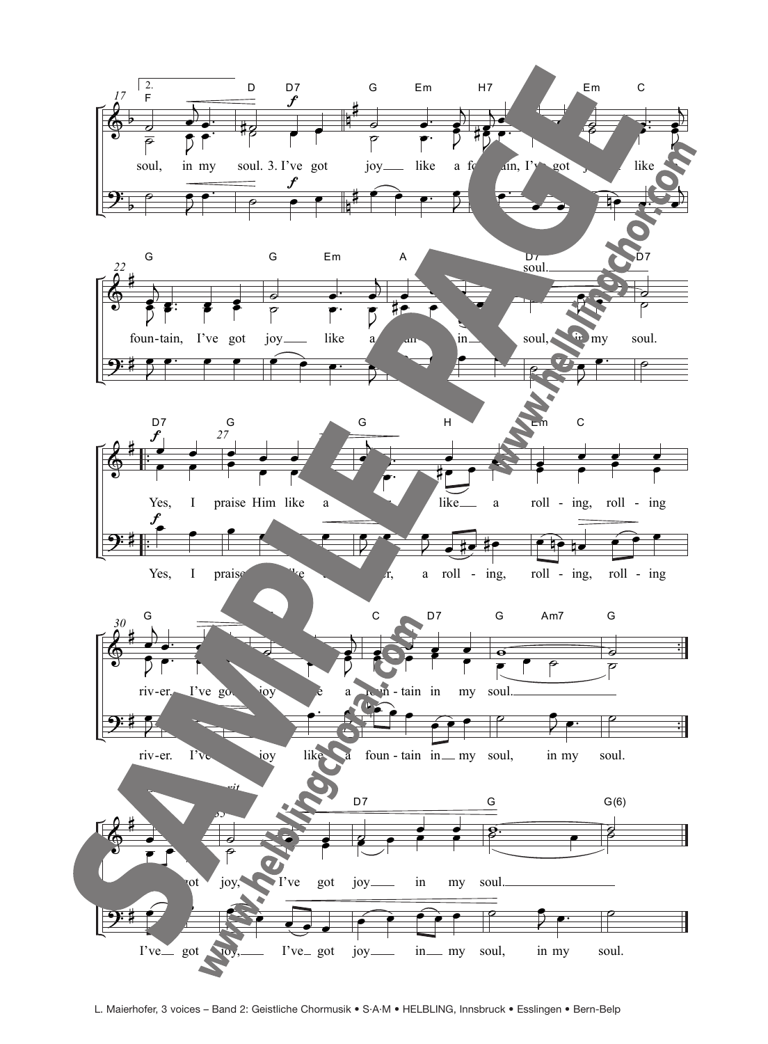soul, in my soul. 3. I've got joy like a fountain, I've got joy like

fountain, I've got joy like a fountain in my soul, in my soul.

Yes, I praise Him like a river, like a rolling, rolling

Yes, I praise Him like a river, a roll - ing, roll - ing, roll - ing

riv-er. I've got joy like a foun-tain in my soul.

riv-er. I've got joy like a foun - tain in my soul, in my soul.

I've got joy, I've got joy in my soul.

I've got joy, I've got joy in my soul, in my soul.